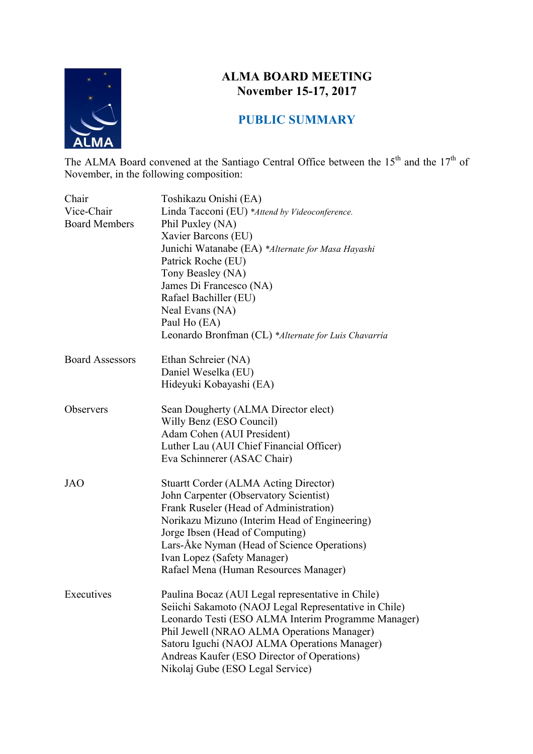# ALMA BOARD MEETING
## November 15-17, 2017

## PUBLIC SUMMARY

The ALMA Board convened at the Santiago Central Office between the 15th and the 17th of November, in the following composition:

| | |
|---|---|
| Chair | Toshikazu Onishi (EA) |
| Vice-Chair | Linda Tacconi (EU) *\*Attend by Videoconference.* |
| Board Members | Phil Puxley (NA) |
| | Xavier Barcons (EU) |
| | Junichi Watanabe (EA) *\*Alternate for Masa Hayashi* |
| | Patrick Roche (EU) |
| | Tony Beasley (NA) |
| | James Di Francesco (NA) |
| | Rafael Bachiller (EU) |
| | Neal Evans (NA) |
| | Paul Ho (EA) |
| | Leonardo Bronfman (CL) *\*Alternate for Luis Chavarría* |
| Board Assessors | Ethan Schreier (NA) |
| | Daniel Weselka (EU) |
| | Hideyuki Kobayashi (EA) |
| Observers | Sean Dougherty (ALMA Director elect) |
| | Willy Benz (ESO Council) |
| | Adam Cohen (AUI President) |
| | Luther Lau (AUI Chief Financial Officer) |
| | Eva Schinnerer (ASAC Chair) |
| JAO | Stuartt Corder (ALMA Acting Director) |
| | John Carpenter (Observatory Scientist) |
| | Frank Ruseler (Head of Administration) |
| | Norikazu Mizuno (Interim Head of Engineering) |
| | Jorge Ibsen (Head of Computing) |
| | Lars-Åke Nyman (Head of Science Operations) |
| | Ivan Lopez (Safety Manager) |
| | Rafael Mena (Human Resources Manager) |
| Executives | Paulina Bocaz (AUI Legal representative in Chile) |
| | Seiichi Sakamoto (NAOJ Legal Representative in Chile) |
| | Leonardo Testi (ESO ALMA Interim Programme Manager) |
| | Phil Jewell (NRAO ALMA Operations Manager) |
| | Satoru Iguchi (NAOJ ALMA Operations Manager) |
| | Andreas Kaufer (ESO Director of Operations) |
| | Nikolaj Gube (ESO Legal Service) |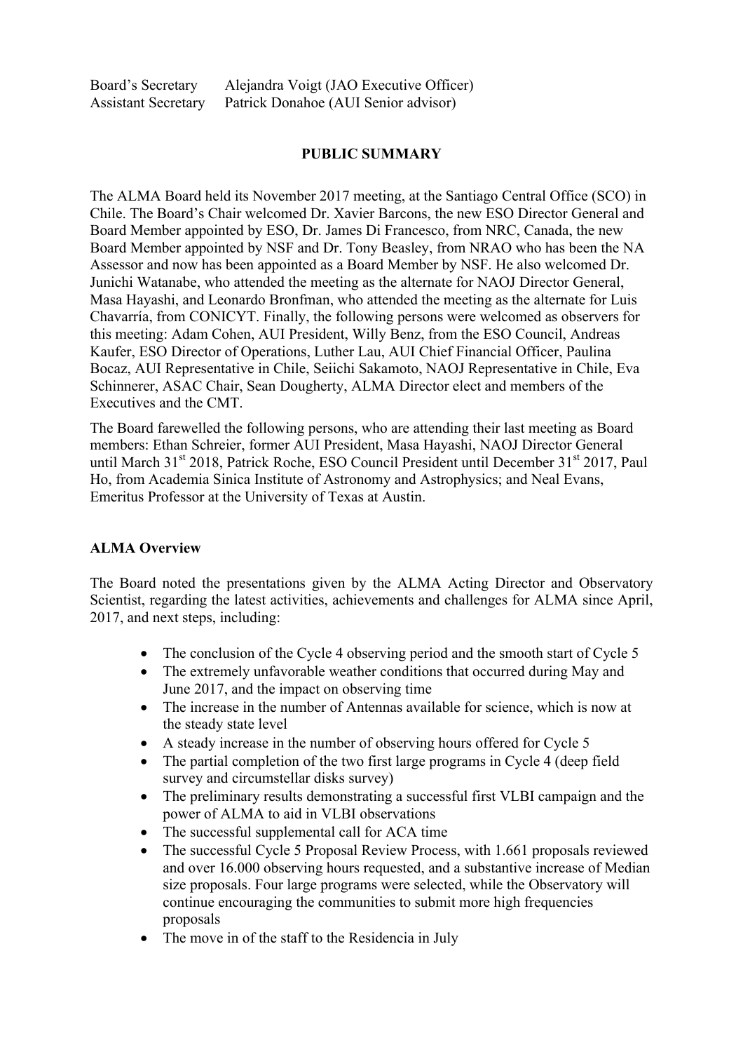Board's Secretary Alejandra Voigt (JAO Executive Officer)
Assistant Secretary Patrick Donahoe (AUI Senior advisor)

**PUBLIC SUMMARY**

The ALMA Board held its November 2017 meeting, at the Santiago Central Office (SCO) in Chile. The Board's Chair welcomed Dr. Xavier Barcons, the new ESO Director General and Board Member appointed by ESO, Dr. James Di Francesco, from NRC, Canada, the new Board Member appointed by NSF and Dr. Tony Beasley, from NRAO who has been the NA Assessor and now has been appointed as a Board Member by NSF. He also welcomed Dr. Junichi Watanabe, who attended the meeting as the alternate for NAOJ Director General, Masa Hayashi, and Leonardo Bronfman, who attended the meeting as the alternate for Luis Chavarría, from CONICYT. Finally, the following persons were welcomed as observers for this meeting: Adam Cohen, AUI President, Willy Benz, from the ESO Council, Andreas Kaufer, ESO Director of Operations, Luther Lau, AUI Chief Financial Officer, Paulina Bocaz, AUI Representative in Chile, Seiichi Sakamoto, NAOJ Representative in Chile, Eva Schinnerer, ASAC Chair, Sean Dougherty, ALMA Director elect and members of the Executives and the CMT.

The Board farewelled the following persons, who are attending their last meeting as Board members: Ethan Schreier, former AUI President, Masa Hayashi, NAOJ Director General until March 31st 2018, Patrick Roche, ESO Council President until December 31st 2017, Paul Ho, from Academia Sinica Institute of Astronomy and Astrophysics; and Neal Evans, Emeritus Professor at the University of Texas at Austin.

**ALMA Overview**

The Board noted the presentations given by the ALMA Acting Director and Observatory Scientist, regarding the latest activities, achievements and challenges for ALMA since April, 2017, and next steps, including:

- The conclusion of the Cycle 4 observing period and the smooth start of Cycle 5
- The extremely unfavorable weather conditions that occurred during May and June 2017, and the impact on observing time
- The increase in the number of Antennas available for science, which is now at the steady state level
- A steady increase in the number of observing hours offered for Cycle 5
- The partial completion of the two first large programs in Cycle 4 (deep field survey and circumstellar disks survey)
- The preliminary results demonstrating a successful first VLBI campaign and the power of ALMA to aid in VLBI observations
- The successful supplemental call for ACA time
- The successful Cycle 5 Proposal Review Process, with 1.661 proposals reviewed and over 16.000 observing hours requested, and a substantive increase of Median size proposals. Four large programs were selected, while the Observatory will continue encouraging the communities to submit more high frequencies proposals
- The move in of the staff to the Residencia in July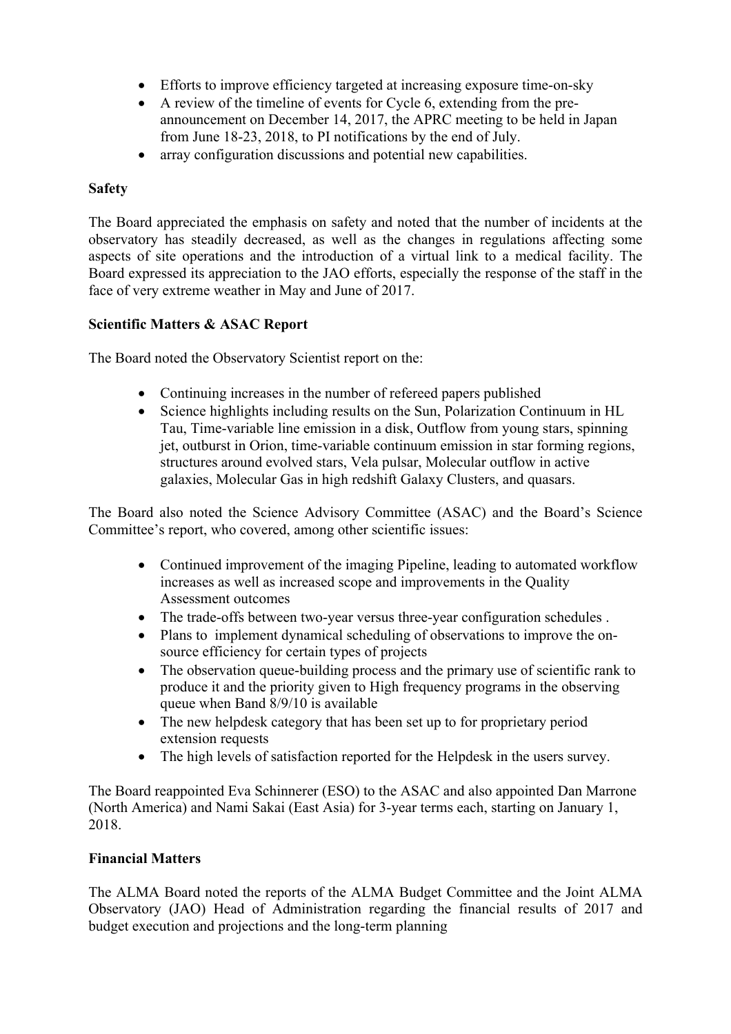- Efforts to improve efficiency targeted at increasing exposure time-on-sky
- A review of the timeline of events for Cycle 6, extending from the pre-announcement on December 14, 2017, the APRC meeting to be held in Japan from June 18-23, 2018, to PI notifications by the end of July.
- array configuration discussions and potential new capabilities.

**Safety**

The Board appreciated the emphasis on safety and noted that the number of incidents at the observatory has steadily decreased, as well as the changes in regulations affecting some aspects of site operations and the introduction of a virtual link to a medical facility. The Board expressed its appreciation to the JAO efforts, especially the response of the staff in the face of very extreme weather in May and June of 2017.

**Scientific Matters & ASAC Report**

The Board noted the Observatory Scientist report on the:

- Continuing increases in the number of refereed papers published
- Science highlights including results on the Sun, Polarization Continuum in HL Tau, Time-variable line emission in a disk, Outflow from young stars, spinning jet, outburst in Orion, time-variable continuum emission in star forming regions, structures around evolved stars, Vela pulsar, Molecular outflow in active galaxies, Molecular Gas in high redshift Galaxy Clusters, and quasars.

The Board also noted the Science Advisory Committee (ASAC) and the Board's Science Committee's report, who covered, among other scientific issues:

- Continued improvement of the imaging Pipeline, leading to automated workflow increases as well as increased scope and improvements in the Quality Assessment outcomes
- The trade-offs between two-year versus three-year configuration schedules .
- Plans to implement dynamical scheduling of observations to improve the on-source efficiency for certain types of projects
- The observation queue-building process and the primary use of scientific rank to produce it and the priority given to High frequency programs in the observing queue when Band 8/9/10 is available
- The new helpdesk category that has been set up to for proprietary period extension requests
- The high levels of satisfaction reported for the Helpdesk in the users survey.

The Board reappointed Eva Schinnerer (ESO) to the ASAC and also appointed Dan Marrone (North America) and Nami Sakai (East Asia) for 3-year terms each, starting on January 1, 2018.

**Financial Matters**

The ALMA Board noted the reports of the ALMA Budget Committee and the Joint ALMA Observatory (JAO) Head of Administration regarding the financial results of 2017 and budget execution and projections and the long-term planning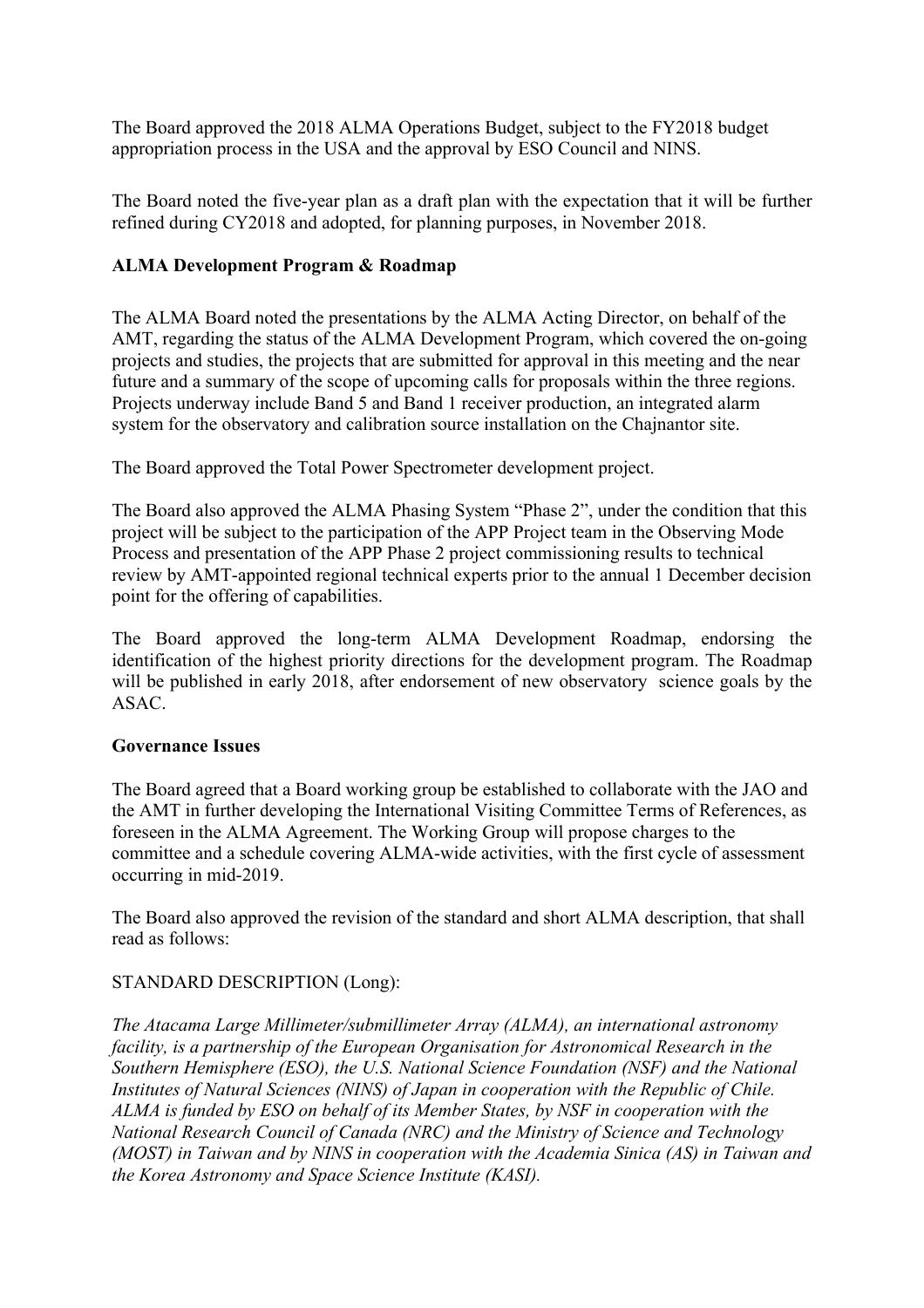The Board approved the 2018 ALMA Operations Budget, subject to the FY2018 budget appropriation process in the USA and the approval by ESO Council and NINS.

The Board noted the five-year plan as a draft plan with the expectation that it will be further refined during CY2018 and adopted, for planning purposes, in November 2018.

**ALMA Development Program & Roadmap**

The ALMA Board noted the presentations by the ALMA Acting Director, on behalf of the AMT, regarding the status of the ALMA Development Program, which covered the on-going projects and studies, the projects that are submitted for approval in this meeting and the near future and a summary of the scope of upcoming calls for proposals within the three regions. Projects underway include Band 5 and Band 1 receiver production, an integrated alarm system for the observatory and calibration source installation on the Chajnantor site.

The Board approved the Total Power Spectrometer development project.

The Board also approved the ALMA Phasing System "Phase 2", under the condition that this project will be subject to the participation of the APP Project team in the Observing Mode Process and presentation of the APP Phase 2 project commissioning results to technical review by AMT-appointed regional technical experts prior to the annual 1 December decision point for the offering of capabilities.

The Board approved the long-term ALMA Development Roadmap, endorsing the identification of the highest priority directions for the development program. The Roadmap will be published in early 2018, after endorsement of new observatory science goals by the ASAC.

**Governance Issues**

The Board agreed that a Board working group be established to collaborate with the JAO and the AMT in further developing the International Visiting Committee Terms of References, as foreseen in the ALMA Agreement. The Working Group will propose charges to the committee and a schedule covering ALMA-wide activities, with the first cycle of assessment occurring in mid-2019.

The Board also approved the revision of the standard and short ALMA description, that shall read as follows:

STANDARD DESCRIPTION (Long):

*The Atacama Large Millimeter/submillimeter Array (ALMA), an international astronomy facility, is a partnership of the European Organisation for Astronomical Research in the Southern Hemisphere (ESO), the U.S. National Science Foundation (NSF) and the National Institutes of Natural Sciences (NINS) of Japan in cooperation with the Republic of Chile. ALMA is funded by ESO on behalf of its Member States, by NSF in cooperation with the National Research Council of Canada (NRC) and the Ministry of Science and Technology (MOST) in Taiwan and by NINS in cooperation with the Academia Sinica (AS) in Taiwan and the Korea Astronomy and Space Science Institute (KASI).*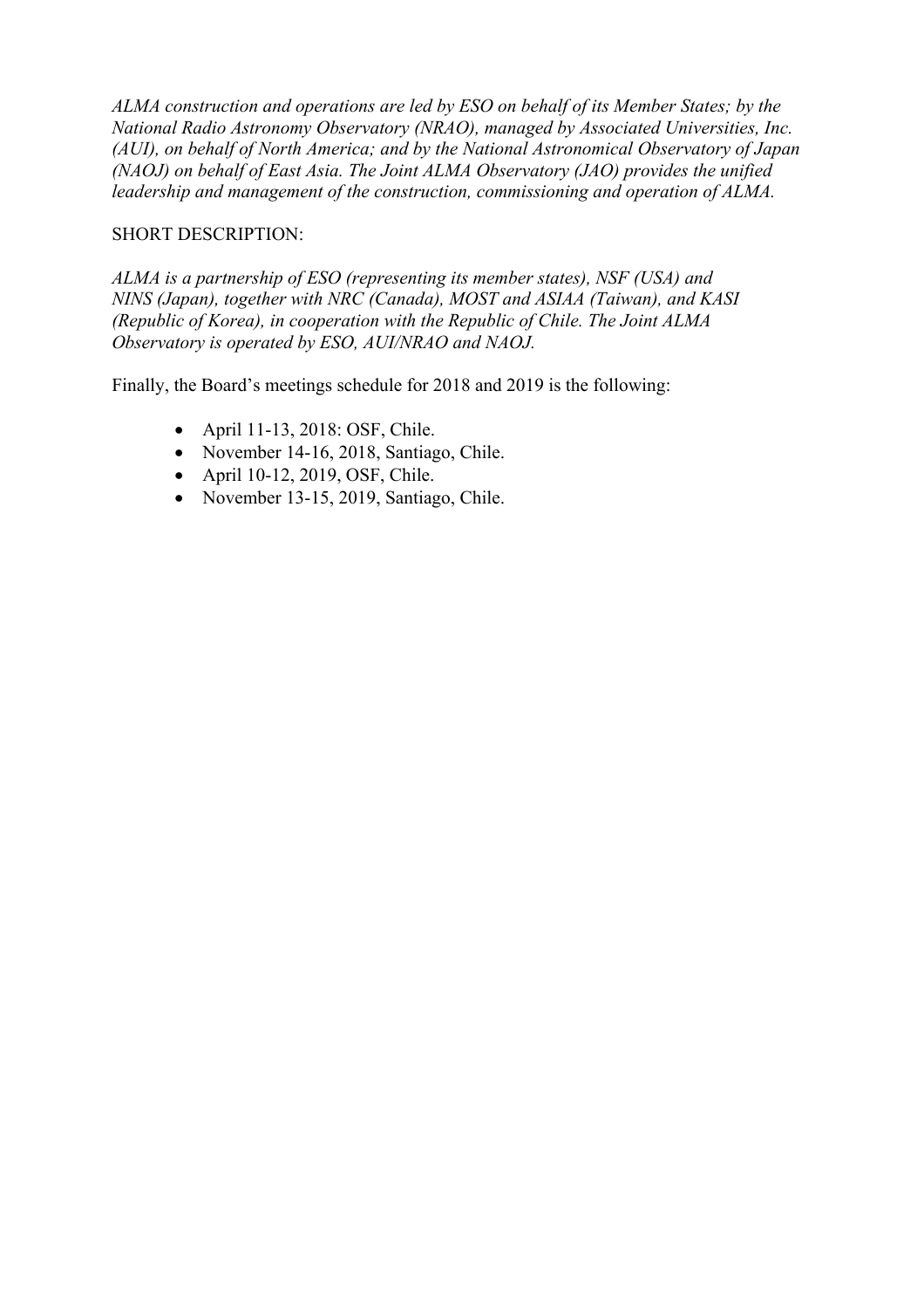*ALMA construction and operations are led by ESO on behalf of its Member States; by the National Radio Astronomy Observatory (NRAO), managed by Associated Universities, Inc. (AUI), on behalf of North America; and by the National Astronomical Observatory of Japan (NAOJ) on behalf of East Asia. The Joint ALMA Observatory (JAO) provides the unified leadership and management of the construction, commissioning and operation of ALMA.*

SHORT DESCRIPTION:

*ALMA is a partnership of ESO (representing its member states), NSF (USA) and NINS (Japan), together with NRC (Canada), MOST and ASIAA (Taiwan), and KASI (Republic of Korea), in cooperation with the Republic of Chile. The Joint ALMA Observatory is operated by ESO, AUI/NRAO and NAOJ.*

Finally, the Board's meetings schedule for 2018 and 2019 is the following:

- April 11-13, 2018: OSF, Chile.
- November 14-16, 2018, Santiago, Chile.
- April 10-12, 2019, OSF, Chile.
- November 13-15, 2019, Santiago, Chile.